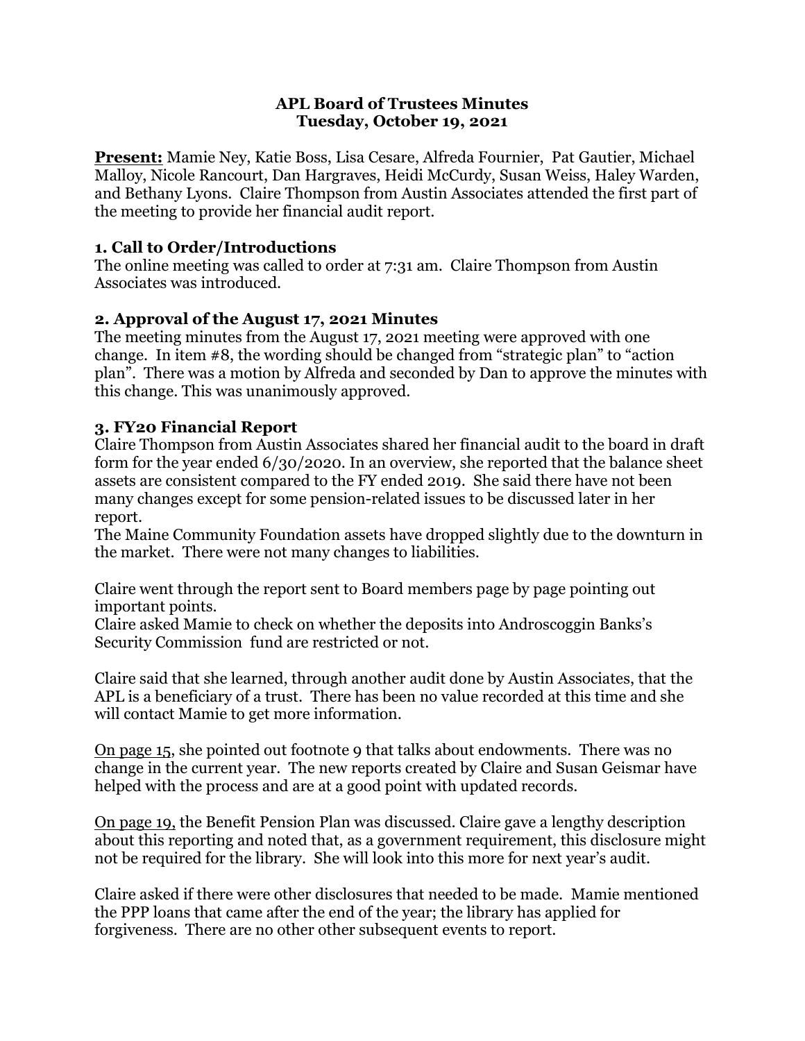**APL Board of Trustees Minutes**
**Tuesday, October 19, 2021**

<u>**Present:**</u> Mamie Ney, Katie Boss, Lisa Cesare, Alfreda Fournier, Pat Gautier, Michael Malloy, Nicole Rancourt, Dan Hargraves, Heidi McCurdy, Susan Weiss, Haley Warden, and Bethany Lyons. Claire Thompson from Austin Associates attended the first part of the meeting to provide her financial audit report.

### 1. Call to Order/Introductions

The online meeting was called to order at 7:31 am. Claire Thompson from Austin Associates was introduced.

### 2. Approval of the August 17, 2021 Minutes

The meeting minutes from the August 17, 2021 meeting were approved with one change. In item #8, the wording should be changed from "strategic plan" to "action plan". There was a motion by Alfreda and seconded by Dan to approve the minutes with this change. This was unanimously approved.

### 3. FY20 Financial Report

Claire Thompson from Austin Associates shared her financial audit to the board in draft form for the year ended 6/30/2020. In an overview, she reported that the balance sheet assets are consistent compared to the FY ended 2019. She said there have not been many changes except for some pension-related issues to be discussed later in her report.

The Maine Community Foundation assets have dropped slightly due to the downturn in the market. There were not many changes to liabilities.

Claire went through the report sent to Board members page by page pointing out important points.

Claire asked Mamie to check on whether the deposits into Androscoggin Banks's Security Commission fund are restricted or not.

Claire said that she learned, through another audit done by Austin Associates, that the APL is a beneficiary of a trust. There has been no value recorded at this time and she will contact Mamie to get more information.

<u>On page 15</u>, she pointed out footnote 9 that talks about endowments. There was no change in the current year. The new reports created by Claire and Susan Geismar have helped with the process and are at a good point with updated records.

<u>On page 19,</u> the Benefit Pension Plan was discussed. Claire gave a lengthy description about this reporting and noted that, as a government requirement, this disclosure might not be required for the library. She will look into this more for next year's audit.

Claire asked if there were other disclosures that needed to be made. Mamie mentioned the PPP loans that came after the end of the year; the library has applied for forgiveness. There are no other other subsequent events to report.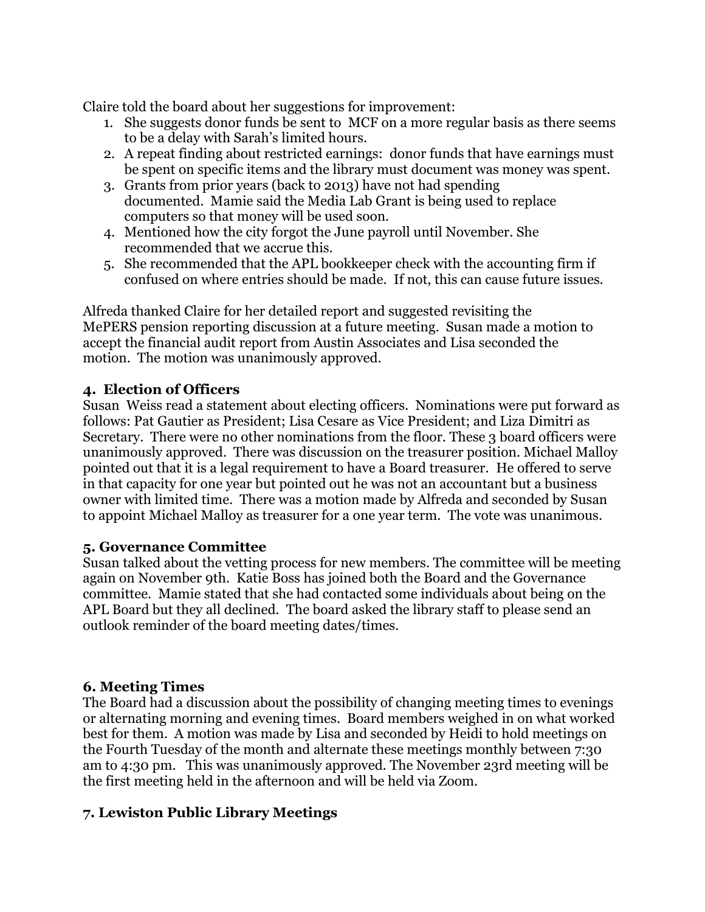Claire told the board about her suggestions for improvement:

1. She suggests donor funds be sent to MCF on a more regular basis as there seems to be a delay with Sarah's limited hours.
2. A repeat finding about restricted earnings: donor funds that have earnings must be spent on specific items and the library must document was money was spent.
3. Grants from prior years (back to 2013) have not had spending documented. Mamie said the Media Lab Grant is being used to replace computers so that money will be used soon.
4. Mentioned how the city forgot the June payroll until November. She recommended that we accrue this.
5. She recommended that the APL bookkeeper check with the accounting firm if confused on where entries should be made. If not, this can cause future issues.

Alfreda thanked Claire for her detailed report and suggested revisiting the MePERS pension reporting discussion at a future meeting. Susan made a motion to accept the financial audit report from Austin Associates and Lisa seconded the motion. The motion was unanimously approved.

### 4. Election of Officers

Susan Weiss read a statement about electing officers. Nominations were put forward as follows: Pat Gautier as President; Lisa Cesare as Vice President; and Liza Dimitri as Secretary. There were no other nominations from the floor. These 3 board officers were unanimously approved. There was discussion on the treasurer position. Michael Malloy pointed out that it is a legal requirement to have a Board treasurer. He offered to serve in that capacity for one year but pointed out he was not an accountant but a business owner with limited time. There was a motion made by Alfreda and seconded by Susan to appoint Michael Malloy as treasurer for a one year term. The vote was unanimous.

### 5. Governance Committee

Susan talked about the vetting process for new members. The committee will be meeting again on November 9th. Katie Boss has joined both the Board and the Governance committee. Mamie stated that she had contacted some individuals about being on the APL Board but they all declined. The board asked the library staff to please send an outlook reminder of the board meeting dates/times.

### 6. Meeting Times

The Board had a discussion about the possibility of changing meeting times to evenings or alternating morning and evening times. Board members weighed in on what worked best for them. A motion was made by Lisa and seconded by Heidi to hold meetings on the Fourth Tuesday of the month and alternate these meetings monthly between 7:30 am to 4:30 pm. This was unanimously approved. The November 23rd meeting will be the first meeting held in the afternoon and will be held via Zoom.

### 7. Lewiston Public Library Meetings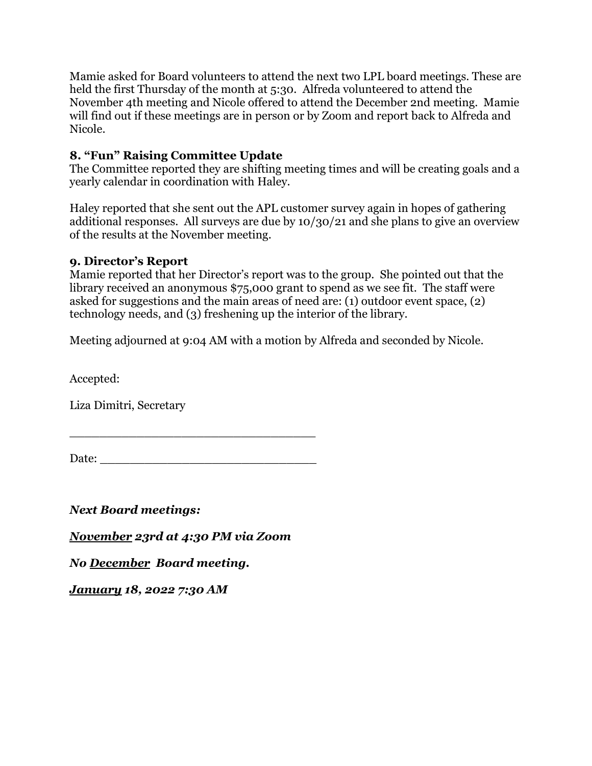Mamie asked for Board volunteers to attend the next two LPL board meetings. These are held the first Thursday of the month at 5:30. Alfreda volunteered to attend the November 4th meeting and Nicole offered to attend the December 2nd meeting. Mamie will find out if these meetings are in person or by Zoom and report back to Alfreda and Nicole.

### 8. "Fun" Raising Committee Update

The Committee reported they are shifting meeting times and will be creating goals and a yearly calendar in coordination with Haley.

Haley reported that she sent out the APL customer survey again in hopes of gathering additional responses. All surveys are due by 10/30/21 and she plans to give an overview of the results at the November meeting.

### 9. Director's Report

Mamie reported that her Director's report was to the group. She pointed out that the library received an anonymous $75,000 grant to spend as we see fit. The staff were asked for suggestions and the main areas of need are: (1) outdoor event space, (2) technology needs, and (3) freshening up the interior of the library.

Meeting adjourned at 9:04 AM with a motion by Alfreda and seconded by Nicole.

Accepted:

Liza Dimitri, Secretary

___________________________________

Date: ______________________________

***Next Board meetings:***

***<u>November</u> 23rd at 4:30 PM via Zoom***

***No <u>December</u> Board meeting.***

***<u>January</u> 18, 2022 7:30 AM***